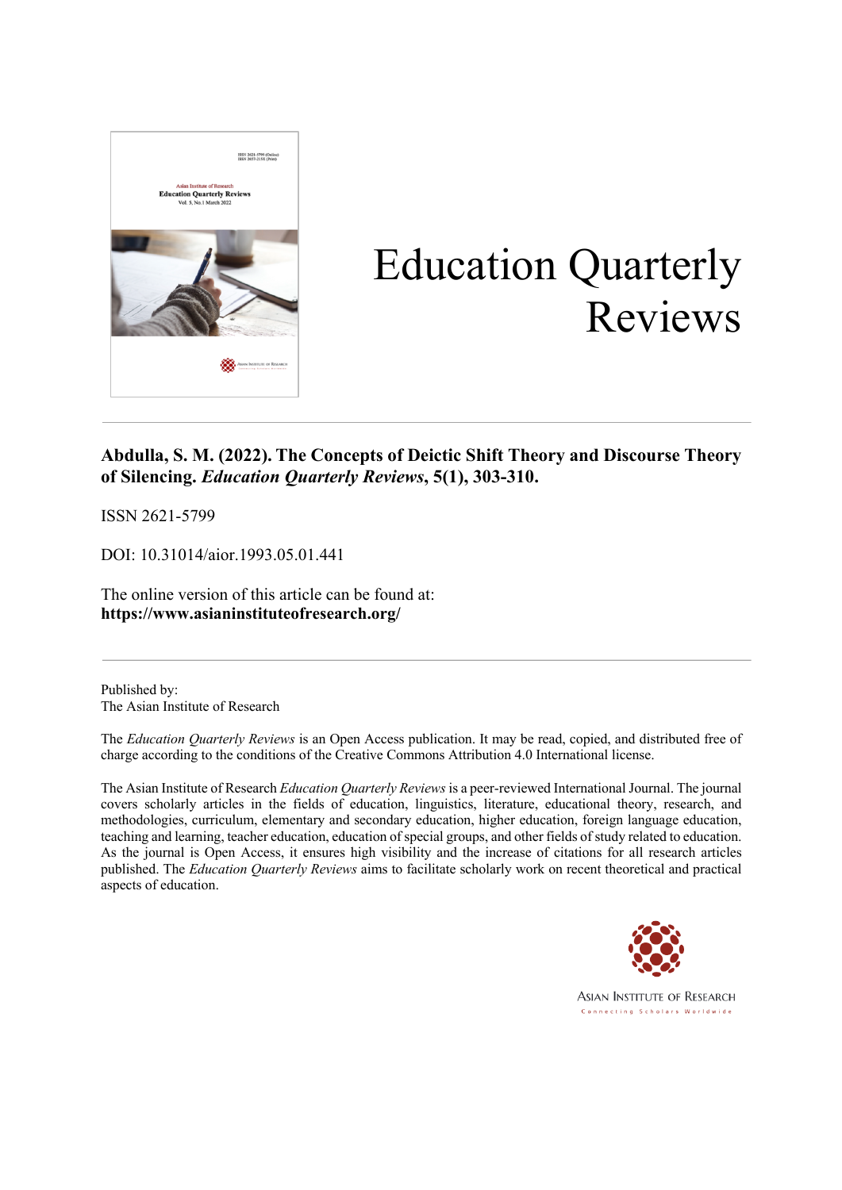# Education Quarterly Reviews

**Abdulla, S. M. (2022). The Concepts of Deictic Shift Theory and Discourse Theory of Silencing. *Education Quarterly Reviews*, 5(1), 303-310.**

ISSN 2621-5799

DOI: 10.31014/aior.1993.05.01.441

The online version of this article can be found at:
**https://www.asianinstituteofresearch.org/**

---

Published by:
The Asian Institute of Research

The *Education Quarterly Reviews* is an Open Access publication. It may be read, copied, and distributed free of charge according to the conditions of the Creative Commons Attribution 4.0 International license.

The Asian Institute of Research *Education Quarterly Reviews* is a peer-reviewed International Journal. The journal covers scholarly articles in the fields of education, linguistics, literature, educational theory, research, and methodologies, curriculum, elementary and secondary education, higher education, foreign language education, teaching and learning, teacher education, education of special groups, and other fields of study related to education. As the journal is Open Access, it ensures high visibility and the increase of citations for all research articles published. The *Education Quarterly Reviews* aims to facilitate scholarly work on recent theoretical and practical aspects of education.

ASIAN INSTITUTE OF RESEARCH
Connecting Scholars Worldwide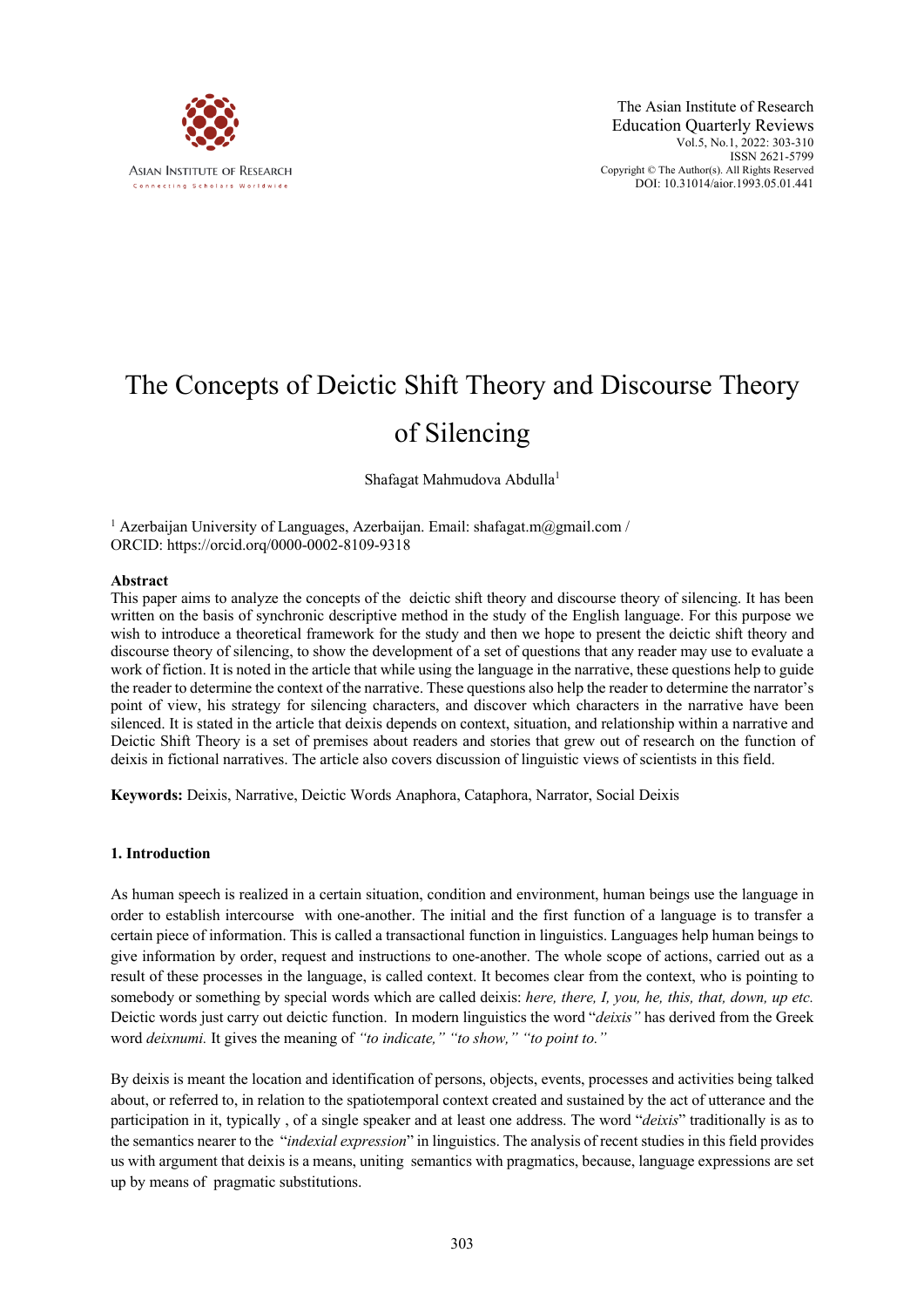# The Concepts of Deictic Shift Theory and Discourse Theory of Silencing

Shafagat Mahmudova Abdulla[1]

[1] Azerbaijan University of Languages, Azerbaijan. Email: shafagat.m@gmail.com / ORCID: https://orcid.orq/0000-0002-8109-9318

### Abstract

This paper aims to analyze the concepts of the deictic shift theory and discourse theory of silencing. It has been written on the basis of synchronic descriptive method in the study of the English language. For this purpose we wish to introduce a theoretical framework for the study and then we hope to present the deictic shift theory and discourse theory of silencing, to show the development of a set of questions that any reader may use to evaluate a work of fiction. It is noted in the article that while using the language in the narrative, these questions help to guide the reader to determine the context of the narrative. These questions also help the reader to determine the narrator's point of view, his strategy for silencing characters, and discover which characters in the narrative have been silenced. It is stated in the article that deixis depends on context, situation, and relationship within a narrative and Deictic Shift Theory is a set of premises about readers and stories that grew out of research on the function of deixis in fictional narratives. The article also covers discussion of linguistic views of scientists in this field.

**Keywords:** Deixis, Narrative, Deictic Words Anaphora, Cataphora, Narrator, Social Deixis

### 1. Introduction

As human speech is realized in a certain situation, condition and environment, human beings use the language in order to establish intercourse with one-another. The initial and the first function of a language is to transfer a certain piece of information. This is called a transactional function in linguistics. Languages help human beings to give information by order, request and instructions to one-another. The whole scope of actions, carried out as a result of these processes in the language, is called context. It becomes clear from the context, who is pointing to somebody or something by special words which are called deixis: *here, there, I, you, he, this, that, down, up etc.* Deictic words just carry out deictic function. In modern linguistics the word "*deixis"* has derived from the Greek word *deixnumi.* It gives the meaning of *"to indicate," "to show," "to point to."*

By deixis is meant the location and identification of persons, objects, events, processes and activities being talked about, or referred to, in relation to the spatiotemporal context created and sustained by the act of utterance and the participation in it, typically , of a single speaker and at least one address. The word "*deixis*" traditionally is as to the semantics nearer to the "*indexial expression*" in linguistics. The analysis of recent studies in this field provides us with argument that deixis is a means, uniting semantics with pragmatics, because, language expressions are set up by means of pragmatic substitutions.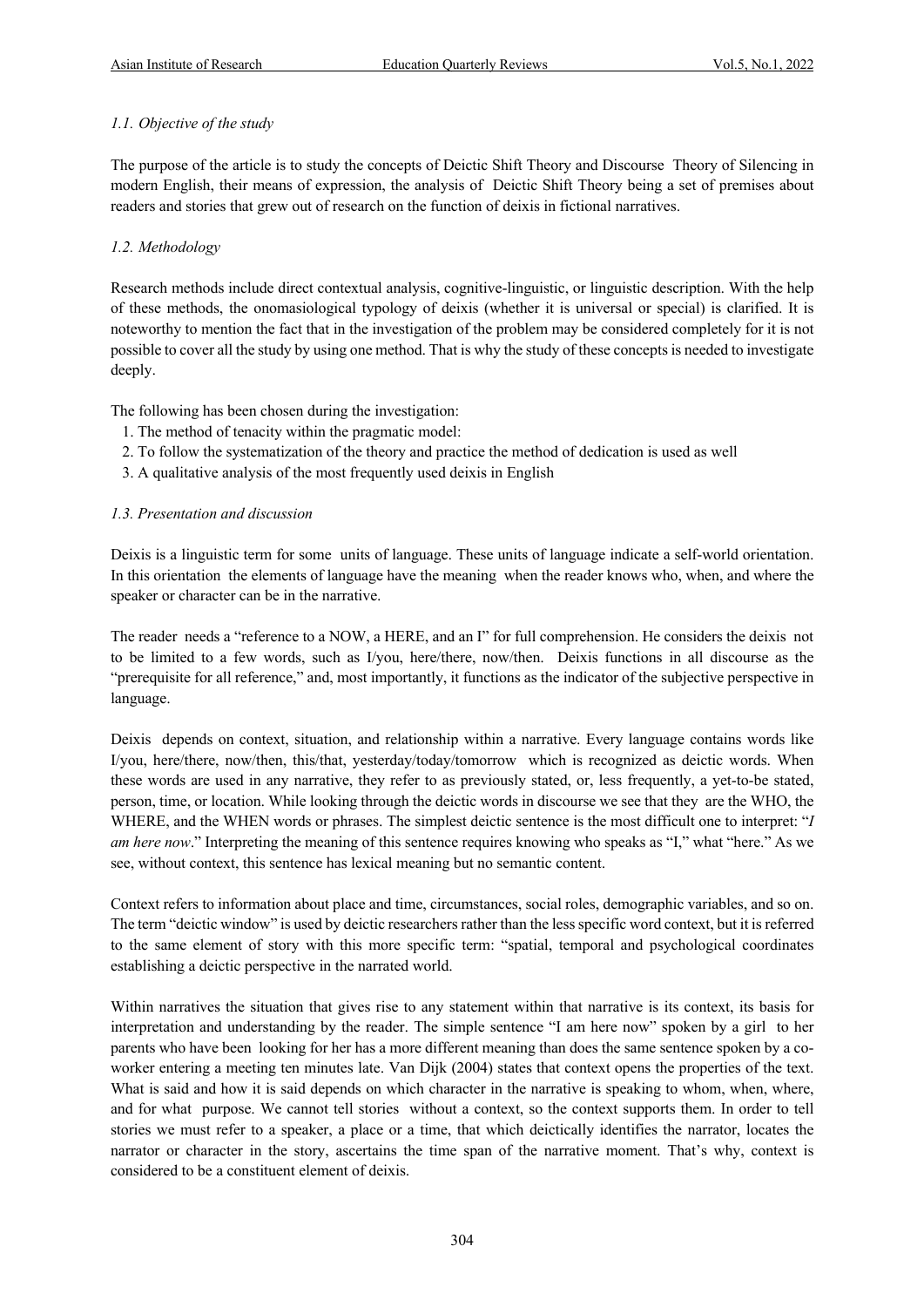### *1.1. Objective of the study*

The purpose of the article is to study the concepts of Deictic Shift Theory and Discourse Theory of Silencing in modern English, their means of expression, the analysis of Deictic Shift Theory being a set of premises about readers and stories that grew out of research on the function of deixis in fictional narratives.

### *1.2. Methodology*

Research methods include direct contextual analysis, cognitive-linguistic, or linguistic description. With the help of these methods, the onomasiological typology of deixis (whether it is universal or special) is clarified. It is noteworthy to mention the fact that in the investigation of the problem may be considered completely for it is not possible to cover all the study by using one method. That is why the study of these concepts is needed to investigate deeply.

The following has been chosen during the investigation:

1. The method of tenacity within the pragmatic model:
2. To follow the systematization of the theory and practice the method of dedication is used as well
3. A qualitative analysis of the most frequently used deixis in English

### *1.3. Presentation and discussion*

Deixis is a linguistic term for some units of language. These units of language indicate a self-world orientation. In this orientation the elements of language have the meaning when the reader knows who, when, and where the speaker or character can be in the narrative.

The reader needs a "reference to a NOW, a HERE, and an I" for full comprehension. He considers the deixis not to be limited to a few words, such as I/you, here/there, now/then. Deixis functions in all discourse as the "prerequisite for all reference," and, most importantly, it functions as the indicator of the subjective perspective in language.

Deixis depends on context, situation, and relationship within a narrative. Every language contains words like I/you, here/there, now/then, this/that, yesterday/today/tomorrow which is recognized as deictic words. When these words are used in any narrative, they refer to as previously stated, or, less frequently, a yet-to-be stated, person, time, or location. While looking through the deictic words in discourse we see that they are the WHO, the WHERE, and the WHEN words or phrases. The simplest deictic sentence is the most difficult one to interpret: "*I am here now*." Interpreting the meaning of this sentence requires knowing who speaks as "I," what "here." As we see, without context, this sentence has lexical meaning but no semantic content.

Context refers to information about place and time, circumstances, social roles, demographic variables, and so on. The term "deictic window" is used by deictic researchers rather than the less specific word context, but it is referred to the same element of story with this more specific term: "spatial, temporal and psychological coordinates establishing a deictic perspective in the narrated world.

Within narratives the situation that gives rise to any statement within that narrative is its context, its basis for interpretation and understanding by the reader. The simple sentence "I am here now" spoken by a girl to her parents who have been looking for her has a more different meaning than does the same sentence spoken by a co-worker entering a meeting ten minutes late. Van Dijk (2004) states that context opens the properties of the text. What is said and how it is said depends on which character in the narrative is speaking to whom, when, where, and for what purpose. We cannot tell stories without a context, so the context supports them. In order to tell stories we must refer to a speaker, a place or a time, that which deictically identifies the narrator, locates the narrator or character in the story, ascertains the time span of the narrative moment. That's why, context is considered to be a constituent element of deixis.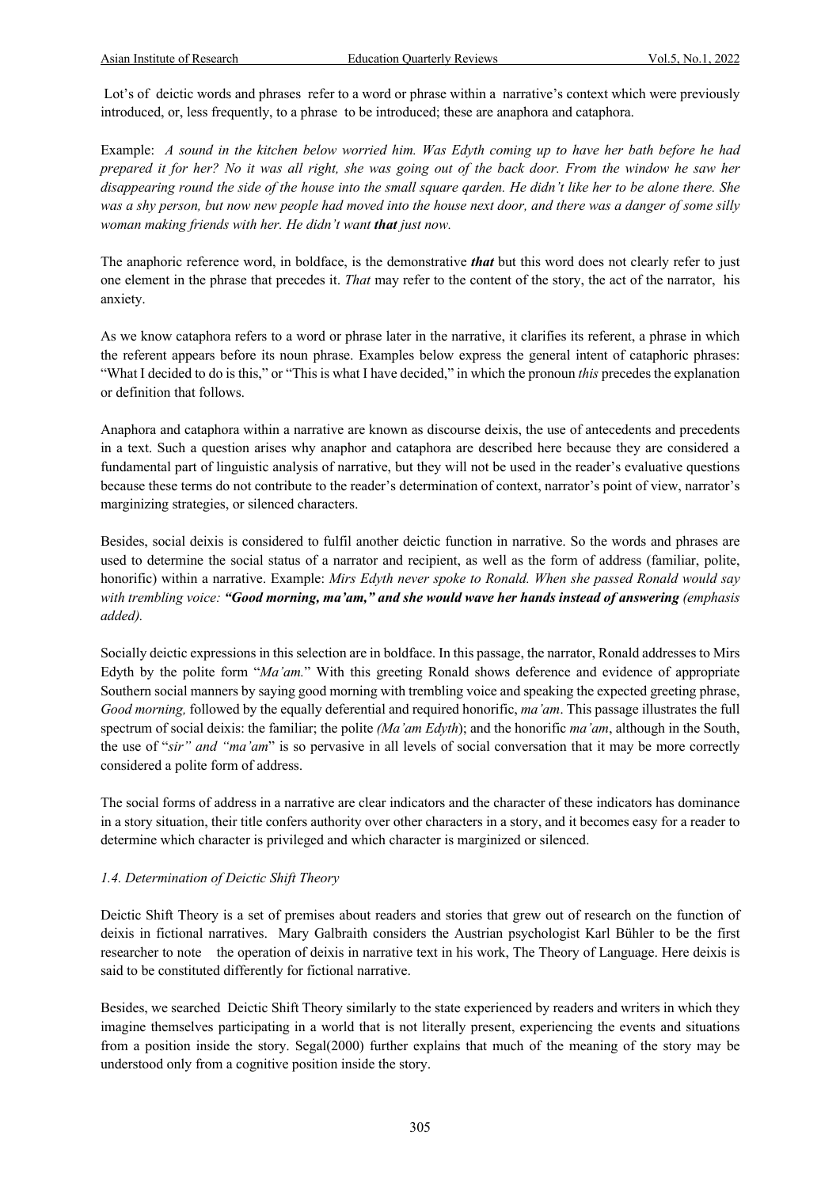Lot's of deictic words and phrases refer to a word or phrase within a narrative's context which were previously introduced, or, less frequently, to a phrase to be introduced; these are anaphora and cataphora.

Example: *A sound in the kitchen below worried him. Was Edyth coming up to have her bath before he had prepared it for her? No it was all right, she was going out of the back door. From the window he saw her disappearing round the side of the house into the small square qarden. He didn't like her to be alone there. She was a shy person, but now new people had moved into the house next door, and there was a danger of some silly woman making friends with her. He didn't want* ***that*** *just now.*

The anaphoric reference word, in boldface, is the demonstrative ***that*** but this word does not clearly refer to just one element in the phrase that precedes it. *That* may refer to the content of the story, the act of the narrator, his anxiety.

As we know cataphora refers to a word or phrase later in the narrative, it clarifies its referent, a phrase in which the referent appears before its noun phrase. Examples below express the general intent of cataphoric phrases: "What I decided to do is this," or "This is what I have decided," in which the pronoun *this* precedes the explanation or definition that follows.

Anaphora and cataphora within a narrative are known as discourse deixis, the use of antecedents and precedents in a text. Such a question arises why anaphor and cataphora are described here because they are considered a fundamental part of linguistic analysis of narrative, but they will not be used in the reader's evaluative questions because these terms do not contribute to the reader's determination of context, narrator's point of view, narrator's marginizing strategies, or silenced characters.

Besides, social deixis is considered to fulfil another deictic function in narrative. So the words and phrases are used to determine the social status of a narrator and recipient, as well as the form of address (familiar, polite, honorific) within a narrative. Example: *Mirs Edyth never spoke to Ronald. When she passed Ronald would say with trembling voice:* ***"Good morning, ma'am," and she would wave her hands instead of answering*** *(emphasis added).*

Socially deictic expressions in this selection are in boldface. In this passage, the narrator, Ronald addresses to Mirs Edyth by the polite form "*Ma'am.*" With this greeting Ronald shows deference and evidence of appropriate Southern social manners by saying good morning with trembling voice and speaking the expected greeting phrase, *Good morning,* followed by the equally deferential and required honorific, *ma'am*. This passage illustrates the full spectrum of social deixis: the familiar; the polite *(Ma'am Edyth*); and the honorific *ma'am*, although in the South, the use of "*sir" and "ma'am*" is so pervasive in all levels of social conversation that it may be more correctly considered a polite form of address.

The social forms of address in a narrative are clear indicators and the character of these indicators has dominance in a story situation, their title confers authority over other characters in a story, and it becomes easy for a reader to determine which character is privileged and which character is marginized or silenced.

### *1.4. Determination of Deictic Shift Theory*

Deictic Shift Theory is a set of premises about readers and stories that grew out of research on the function of deixis in fictional narratives. Mary Galbraith considers the Austrian psychologist Karl Bühler to be the first researcher to note the operation of deixis in narrative text in his work, The Theory of Language. Here deixis is said to be constituted differently for fictional narrative.

Besides, we searched Deictic Shift Theory similarly to the state experienced by readers and writers in which they imagine themselves participating in a world that is not literally present, experiencing the events and situations from a position inside the story. Segal(2000) further explains that much of the meaning of the story may be understood only from a cognitive position inside the story.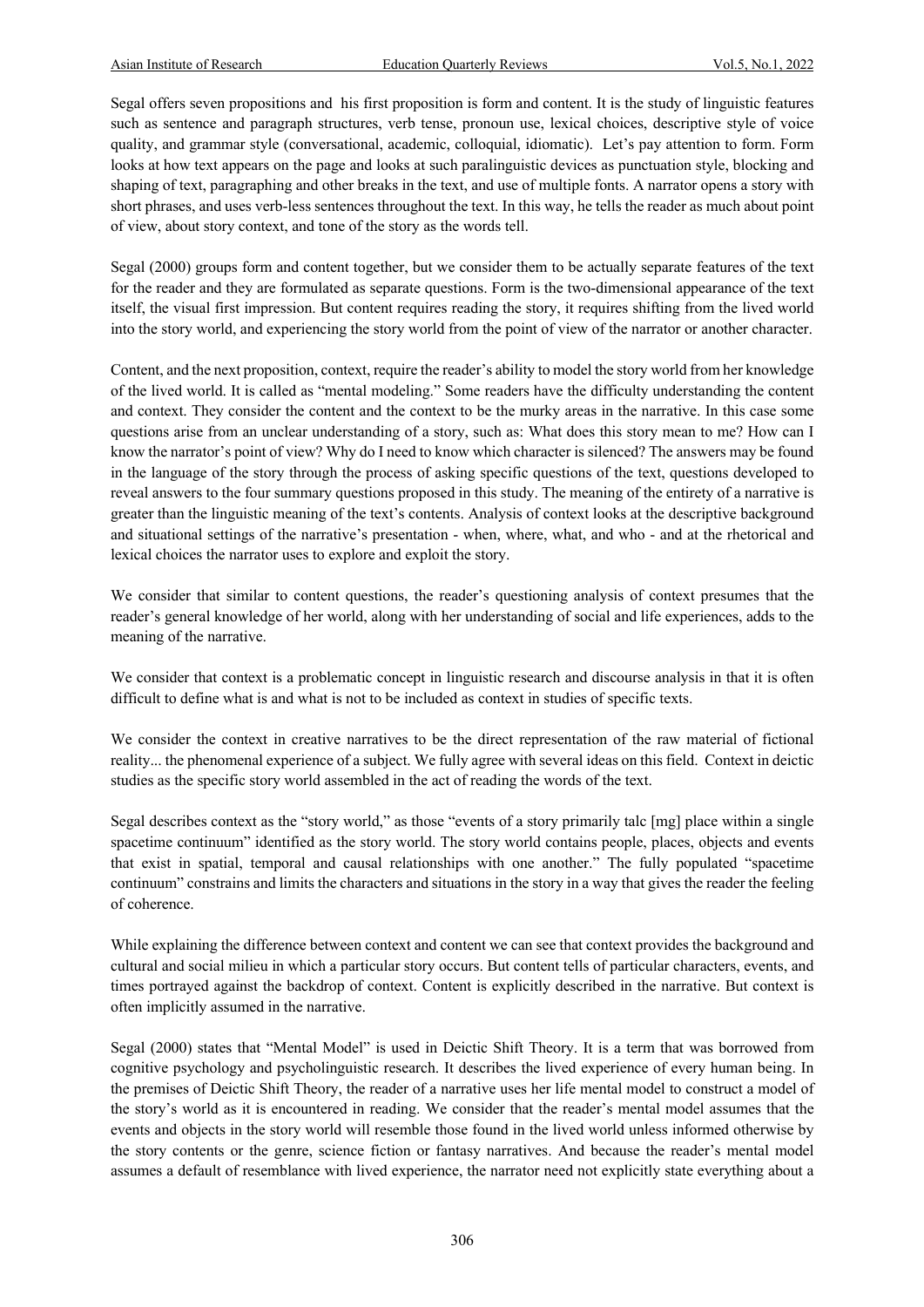Segal offers seven propositions and his first proposition is form and content. It is the study of linguistic features such as sentence and paragraph structures, verb tense, pronoun use, lexical choices, descriptive style of voice quality, and grammar style (conversational, academic, colloquial, idiomatic). Let's pay attention to form. Form looks at how text appears on the page and looks at such paralinguistic devices as punctuation style, blocking and shaping of text, paragraphing and other breaks in the text, and use of multiple fonts. A narrator opens a story with short phrases, and uses verb-less sentences throughout the text. In this way, he tells the reader as much about point of view, about story context, and tone of the story as the words tell.

Segal (2000) groups form and content together, but we consider them to be actually separate features of the text for the reader and they are formulated as separate questions. Form is the two-dimensional appearance of the text itself, the visual first impression. But content requires reading the story, it requires shifting from the lived world into the story world, and experiencing the story world from the point of view of the narrator or another character.

Content, and the next proposition, context, require the reader's ability to model the story world from her knowledge of the lived world. It is called as "mental modeling." Some readers have the difficulty understanding the content and context. They consider the content and the context to be the murky areas in the narrative. In this case some questions arise from an unclear understanding of a story, such as: What does this story mean to me? How can I know the narrator's point of view? Why do I need to know which character is silenced? The answers may be found in the language of the story through the process of asking specific questions of the text, questions developed to reveal answers to the four summary questions proposed in this study. The meaning of the entirety of a narrative is greater than the linguistic meaning of the text's contents. Analysis of context looks at the descriptive background and situational settings of the narrative's presentation - when, where, what, and who - and at the rhetorical and lexical choices the narrator uses to explore and exploit the story.

We consider that similar to content questions, the reader's questioning analysis of context presumes that the reader's general knowledge of her world, along with her understanding of social and life experiences, adds to the meaning of the narrative.

We consider that context is a problematic concept in linguistic research and discourse analysis in that it is often difficult to define what is and what is not to be included as context in studies of specific texts.

We consider the context in creative narratives to be the direct representation of the raw material of fictional reality... the phenomenal experience of a subject. We fully agree with several ideas on this field. Context in deictic studies as the specific story world assembled in the act of reading the words of the text.

Segal describes context as the "story world," as those "events of a story primarily talc [mg] place within a single spacetime continuum" identified as the story world. The story world contains people, places, objects and events that exist in spatial, temporal and causal relationships with one another." The fully populated "spacetime continuum" constrains and limits the characters and situations in the story in a way that gives the reader the feeling of coherence.

While explaining the difference between context and content we can see that context provides the background and cultural and social milieu in which a particular story occurs. But content tells of particular characters, events, and times portrayed against the backdrop of context. Content is explicitly described in the narrative. But context is often implicitly assumed in the narrative.

Segal (2000) states that "Mental Model" is used in Deictic Shift Theory. It is a term that was borrowed from cognitive psychology and psycholinguistic research. It describes the lived experience of every human being. In the premises of Deictic Shift Theory, the reader of a narrative uses her life mental model to construct a model of the story's world as it is encountered in reading. We consider that the reader's mental model assumes that the events and objects in the story world will resemble those found in the lived world unless informed otherwise by the story contents or the genre, science fiction or fantasy narratives. And because the reader's mental model assumes a default of resemblance with lived experience, the narrator need not explicitly state everything about a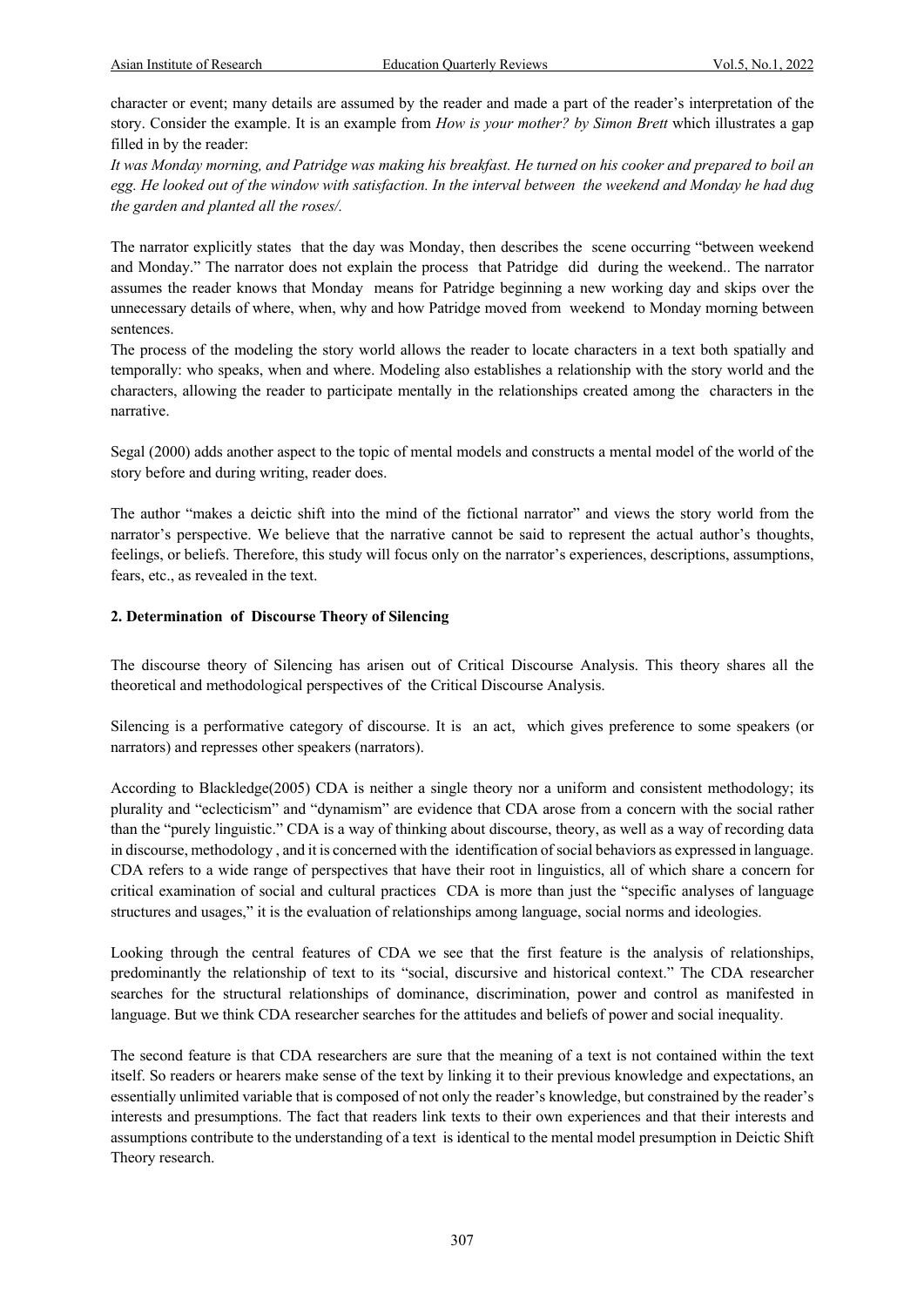character or event; many details are assumed by the reader and made a part of the reader's interpretation of the story. Consider the example. It is an example from *How is your mother? by Simon Brett* which illustrates a gap filled in by the reader:

*It was Monday morning, and Patridge was making his breakfast. He turned on his cooker and prepared to boil an egg. He looked out of the window with satisfaction. In the interval between the weekend and Monday he had dug the garden and planted all the roses/.*

The narrator explicitly states that the day was Monday, then describes the scene occurring "between weekend and Monday." The narrator does not explain the process that Patridge did during the weekend.. The narrator assumes the reader knows that Monday means for Patridge beginning a new working day and skips over the unnecessary details of where, when, why and how Patridge moved from weekend to Monday morning between sentences.

The process of the modeling the story world allows the reader to locate characters in a text both spatially and temporally: who speaks, when and where. Modeling also establishes a relationship with the story world and the characters, allowing the reader to participate mentally in the relationships created among the characters in the narrative.

Segal (2000) adds another aspect to the topic of mental models and constructs a mental model of the world of the story before and during writing, reader does.

The author "makes a deictic shift into the mind of the fictional narrator" and views the story world from the narrator's perspective. We believe that the narrative cannot be said to represent the actual author's thoughts, feelings, or beliefs. Therefore, this study will focus only on the narrator's experiences, descriptions, assumptions, fears, etc., as revealed in the text.

## 2. Determination of Discourse Theory of Silencing

The discourse theory of Silencing has arisen out of Critical Discourse Analysis. This theory shares all the theoretical and methodological perspectives of the Critical Discourse Analysis.

Silencing is a performative category of discourse. It is an act, which gives preference to some speakers (or narrators) and represses other speakers (narrators).

According to Blackledge(2005) CDA is neither a single theory nor a uniform and consistent methodology; its plurality and "eclecticism" and "dynamism" are evidence that CDA arose from a concern with the social rather than the "purely linguistic." CDA is a way of thinking about discourse, theory, as well as a way of recording data in discourse, methodology , and it is concerned with the identification of social behaviors as expressed in language. CDA refers to a wide range of perspectives that have their root in linguistics, all of which share a concern for critical examination of social and cultural practices CDA is more than just the "specific analyses of language structures and usages," it is the evaluation of relationships among language, social norms and ideologies.

Looking through the central features of CDA we see that the first feature is the analysis of relationships, predominantly the relationship of text to its "social, discursive and historical context." The CDA researcher searches for the structural relationships of dominance, discrimination, power and control as manifested in language. But we think CDA researcher searches for the attitudes and beliefs of power and social inequality.

The second feature is that CDA researchers are sure that the meaning of a text is not contained within the text itself. So readers or hearers make sense of the text by linking it to their previous knowledge and expectations, an essentially unlimited variable that is composed of not only the reader's knowledge, but constrained by the reader's interests and presumptions. The fact that readers link texts to their own experiences and that their interests and assumptions contribute to the understanding of a text is identical to the mental model presumption in Deictic Shift Theory research.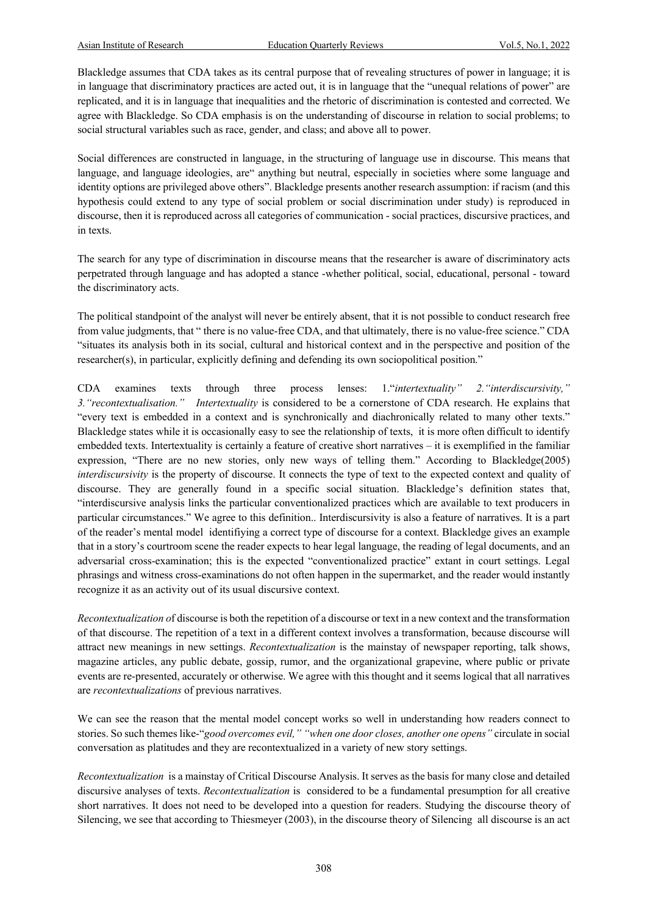Blackledge assumes that CDA takes as its central purpose that of revealing structures of power in language; it is in language that discriminatory practices are acted out, it is in language that the "unequal relations of power" are replicated, and it is in language that inequalities and the rhetoric of discrimination is contested and corrected. We agree with Blackledge. So CDA emphasis is on the understanding of discourse in relation to social problems; to social structural variables such as race, gender, and class; and above all to power.

Social differences are constructed in language, in the structuring of language use in discourse. This means that language, and language ideologies, are" anything but neutral, especially in societies where some language and identity options are privileged above others". Blackledge presents another research assumption: if racism (and this hypothesis could extend to any type of social problem or social discrimination under study) is reproduced in discourse, then it is reproduced across all categories of communication - social practices, discursive practices, and in texts.

The search for any type of discrimination in discourse means that the researcher is aware of discriminatory acts perpetrated through language and has adopted a stance -whether political, social, educational, personal - toward the discriminatory acts.

The political standpoint of the analyst will never be entirely absent, that it is not possible to conduct research free from value judgments, that " there is no value-free CDA, and that ultimately, there is no value-free science." CDA "situates its analysis both in its social, cultural and historical context and in the perspective and position of the researcher(s), in particular, explicitly defining and defending its own sociopolitical position."

CDA examines texts through three process lenses: 1."*intertextuality*" 2."*interdiscursivity,*" 3."*recontextualisation.*" *Intertextuality* is considered to be a cornerstone of CDA research. He explains that "every text is embedded in a context and is synchronically and diachronically related to many other texts." Blackledge states while it is occasionally easy to see the relationship of texts, it is more often difficult to identify embedded texts. Intertextuality is certainly a feature of creative short narratives – it is exemplified in the familiar expression, "There are no new stories, only new ways of telling them." According to Blackledge(2005) *interdiscursivity* is the property of discourse. It connects the type of text to the expected context and quality of discourse. They are generally found in a specific social situation. Blackledge's definition states that, "interdiscursive analysis links the particular conventionalized practices which are available to text producers in particular circumstances." We agree to this definition.. Interdiscursivity is also a feature of narratives. It is a part of the reader's mental model identifiying a correct type of discourse for a context. Blackledge gives an example that in a story's courtroom scene the reader expects to hear legal language, the reading of legal documents, and an adversarial cross-examination; this is the expected "conventionalized practice" extant in court settings. Legal phrasings and witness cross-examinations do not often happen in the supermarket, and the reader would instantly recognize it as an activity out of its usual discursive context.

*Recontextualization o*f discourse is both the repetition of a discourse or text in a new context and the transformation of that discourse. The repetition of a text in a different context involves a transformation, because discourse will attract new meanings in new settings. *Recontextualization* is the mainstay of newspaper reporting, talk shows, magazine articles, any public debate, gossip, rumor, and the organizational grapevine, where public or private events are re-presented, accurately or otherwise. We agree with this thought and it seems logical that all narratives are *recontextualizations* of previous narratives.

We can see the reason that the mental model concept works so well in understanding how readers connect to stories. So such themes like-"*good overcomes evil," "when one door closes, another one opens"* circulate in social conversation as platitudes and they are recontextualized in a variety of new story settings.

*Recontextualization* is a mainstay of Critical Discourse Analysis. It serves as the basis for many close and detailed discursive analyses of texts. *Recontextualization* is considered to be a fundamental presumption for all creative short narratives. It does not need to be developed into a question for readers. Studying the discourse theory of Silencing, we see that according to Thiesmeyer (2003), in the discourse theory of Silencing all discourse is an act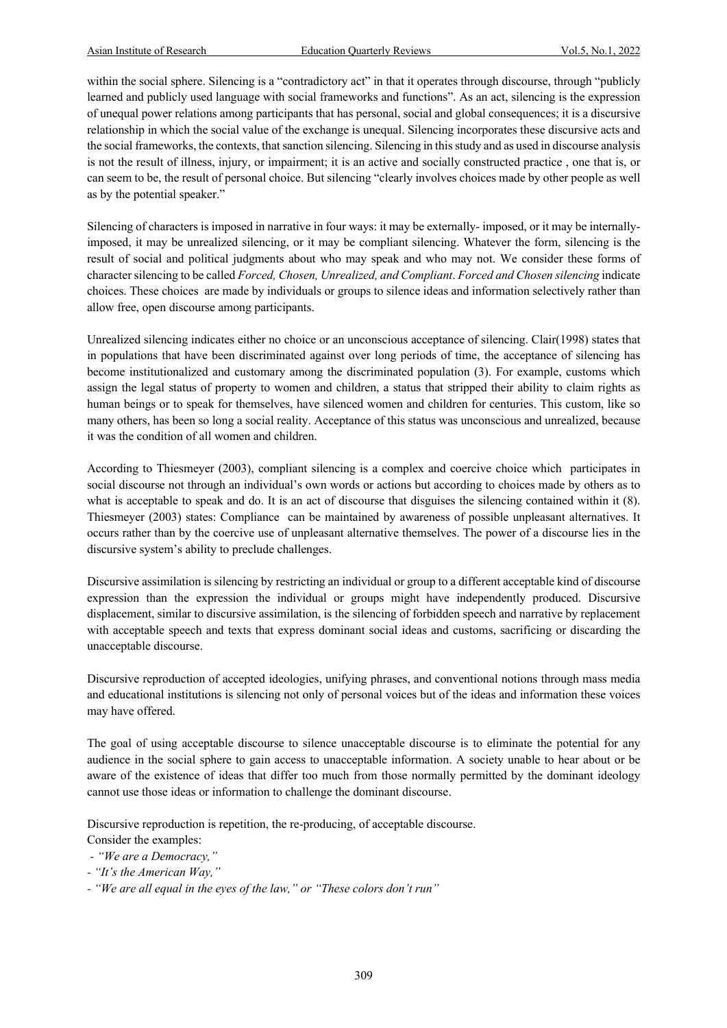within the social sphere. Silencing is a "contradictory act" in that it operates through discourse, through "publicly learned and publicly used language with social frameworks and functions". As an act, silencing is the expression of unequal power relations among participants that has personal, social and global consequences; it is a discursive relationship in which the social value of the exchange is unequal. Silencing incorporates these discursive acts and the social frameworks, the contexts, that sanction silencing. Silencing in this study and as used in discourse analysis is not the result of illness, injury, or impairment; it is an active and socially constructed practice , one that is, or can seem to be, the result of personal choice. But silencing "clearly involves choices made by other people as well as by the potential speaker."

Silencing of characters is imposed in narrative in four ways: it may be externally- imposed, or it may be internally-imposed, it may be unrealized silencing, or it may be compliant silencing. Whatever the form, silencing is the result of social and political judgments about who may speak and who may not. We consider these forms of character silencing to be called *Forced, Chosen, Unrealized, and Compliant*. *Forced and Chosen silencing* indicate choices. These choices are made by individuals or groups to silence ideas and information selectively rather than allow free, open discourse among participants.

Unrealized silencing indicates either no choice or an unconscious acceptance of silencing. Clair(1998) states that in populations that have been discriminated against over long periods of time, the acceptance of silencing has become institutionalized and customary among the discriminated population (3). For example, customs which assign the legal status of property to women and children, a status that stripped their ability to claim rights as human beings or to speak for themselves, have silenced women and children for centuries. This custom, like so many others, has been so long a social reality. Acceptance of this status was unconscious and unrealized, because it was the condition of all women and children.

According to Thiesmeyer (2003), compliant silencing is a complex and coercive choice which participates in social discourse not through an individual's own words or actions but according to choices made by others as to what is acceptable to speak and do. It is an act of discourse that disguises the silencing contained within it (8). Thiesmeyer (2003) states: Compliance can be maintained by awareness of possible unpleasant alternatives. It occurs rather than by the coercive use of unpleasant alternative themselves. The power of a discourse lies in the discursive system's ability to preclude challenges.

Discursive assimilation is silencing by restricting an individual or group to a different acceptable kind of discourse expression than the expression the individual or groups might have independently produced. Discursive displacement, similar to discursive assimilation, is the silencing of forbidden speech and narrative by replacement with acceptable speech and texts that express dominant social ideas and customs, sacrificing or discarding the unacceptable discourse.

Discursive reproduction of accepted ideologies, unifying phrases, and conventional notions through mass media and educational institutions is silencing not only of personal voices but of the ideas and information these voices may have offered.

The goal of using acceptable discourse to silence unacceptable discourse is to eliminate the potential for any audience in the social sphere to gain access to unacceptable information. A society unable to hear about or be aware of the existence of ideas that differ too much from those normally permitted by the dominant ideology cannot use those ideas or information to challenge the dominant discourse.

Discursive reproduction is repetition, the re-producing, of acceptable discourse.
Consider the examples:

- *"We are a Democracy,"*
- *"It's the American Way,"*
- *"We are all equal in the eyes of the law," or "These colors don't run"*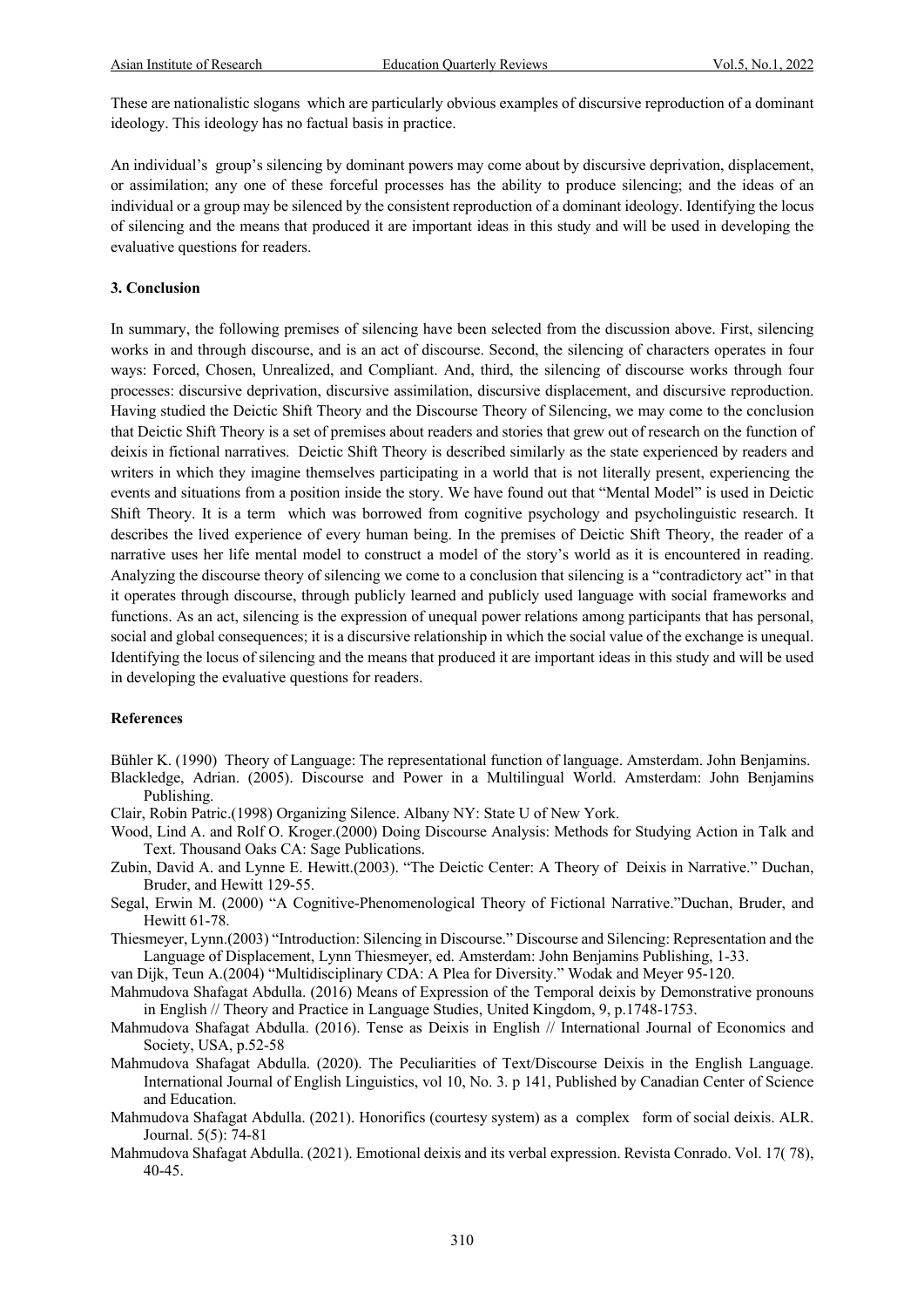These are nationalistic slogans which are particularly obvious examples of discursive reproduction of a dominant ideology. This ideology has no factual basis in practice.

An individual's group's silencing by dominant powers may come about by discursive deprivation, displacement, or assimilation; any one of these forceful processes has the ability to produce silencing; and the ideas of an individual or a group may be silenced by the consistent reproduction of a dominant ideology. Identifying the locus of silencing and the means that produced it are important ideas in this study and will be used in developing the evaluative questions for readers.

## 3. Conclusion

In summary, the following premises of silencing have been selected from the discussion above. First, silencing works in and through discourse, and is an act of discourse. Second, the silencing of characters operates in four ways: Forced, Chosen, Unrealized, and Compliant. And, third, the silencing of discourse works through four processes: discursive deprivation, discursive assimilation, discursive displacement, and discursive reproduction. Having studied the Deictic Shift Theory and the Discourse Theory of Silencing, we may come to the conclusion that Deictic Shift Theory is a set of premises about readers and stories that grew out of research on the function of deixis in fictional narratives. Deictic Shift Theory is described similarly as the state experienced by readers and writers in which they imagine themselves participating in a world that is not literally present, experiencing the events and situations from a position inside the story. We have found out that "Mental Model" is used in Deictic Shift Theory. It is a term which was borrowed from cognitive psychology and psycholinguistic research. It describes the lived experience of every human being. In the premises of Deictic Shift Theory, the reader of a narrative uses her life mental model to construct a model of the story's world as it is encountered in reading. Analyzing the discourse theory of silencing we come to a conclusion that silencing is a "contradictory act" in that it operates through discourse, through publicly learned and publicly used language with social frameworks and functions. As an act, silencing is the expression of unequal power relations among participants that has personal, social and global consequences; it is a discursive relationship in which the social value of the exchange is unequal. Identifying the locus of silencing and the means that produced it are important ideas in this study and will be used in developing the evaluative questions for readers.

## References

Bühler K. (1990) Theory of Language: The representational function of language. Amsterdam. John Benjamins.

Blackledge, Adrian. (2005). Discourse and Power in a Multilingual World. Amsterdam: John Benjamins Publishing.

Clair, Robin Patric.(1998) Organizing Silence. Albany NY: State U of New York.

Wood, Lind A. and Rolf O. Kroger.(2000) Doing Discourse Analysis: Methods for Studying Action in Talk and Text. Thousand Oaks CA: Sage Publications.

Zubin, David A. and Lynne E. Hewitt.(2003). "The Deictic Center: A Theory of Deixis in Narrative." Duchan, Bruder, and Hewitt 129-55.

Segal, Erwin M. (2000) "A Cognitive-Phenomenological Theory of Fictional Narrative."Duchan, Bruder, and Hewitt 61-78.

Thiesmeyer, Lynn.(2003) "Introduction: Silencing in Discourse." Discourse and Silencing: Representation and the Language of Displacement, Lynn Thiesmeyer, ed. Amsterdam: John Benjamins Publishing, 1-33.

van Dijk, Teun A.(2004) "Multidisciplinary CDA: A Plea for Diversity." Wodak and Meyer 95-120.

Mahmudova Shafagat Abdulla. (2016) Means of Expression of the Temporal deixis by Demonstrative pronouns in English // Theory and Practice in Language Studies, United Kingdom, 9, p.1748-1753.

Mahmudova Shafagat Abdulla. (2016). Tense as Deixis in English // International Journal of Economics and Society, USA, p.52-58

Mahmudova Shafagat Abdulla. (2020). The Peculiarities of Text/Discourse Deixis in the English Language. International Journal of English Linguistics, vol 10, No. 3. p 141, Published by Canadian Center of Science and Education.

Mahmudova Shafagat Abdulla. (2021). Honorifics (courtesy system) as a complex form of social deixis. ALR. Journal. 5(5): 74-81

Mahmudova Shafagat Abdulla. (2021). Emotional deixis and its verbal expression. Revista Conrado. Vol. 17( 78), 40-45.